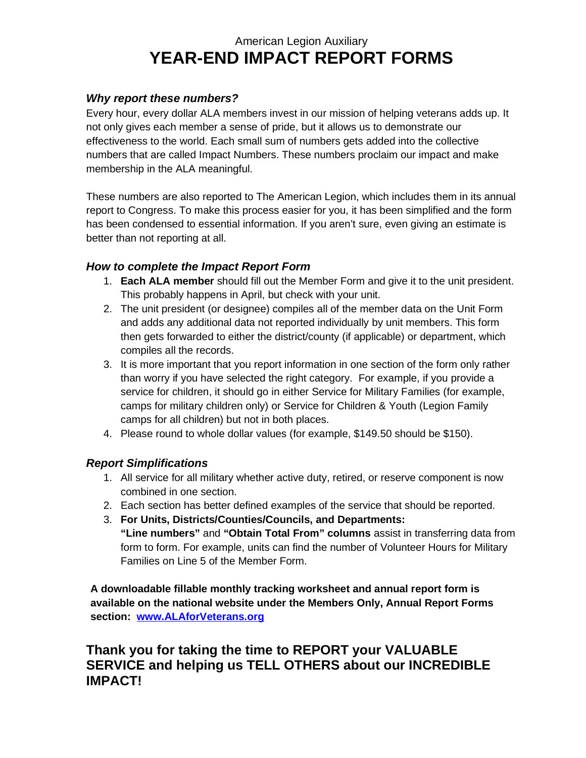American Legion Auxiliary

# YEAR-END IMPACT REPORT FORMS

### *Why report these numbers?*

Every hour, every dollar ALA members invest in our mission of helping veterans adds up. It not only gives each member a sense of pride, but it allows us to demonstrate our effectiveness to the world. Each small sum of numbers gets added into the collective numbers that are called Impact Numbers. These numbers proclaim our impact and make membership in the ALA meaningful.

These numbers are also reported to The American Legion, which includes them in its annual report to Congress. To make this process easier for you, it has been simplified and the form has been condensed to essential information. If you aren't sure, even giving an estimate is better than not reporting at all.

### *How to complete the Impact Report Form*

1. **Each ALA member** should fill out the Member Form and give it to the unit president. This probably happens in April, but check with your unit.
2. The unit president (or designee) compiles all of the member data on the Unit Form and adds any additional data not reported individually by unit members. This form then gets forwarded to either the district/county (if applicable) or department, which compiles all the records.
3. It is more important that you report information in one section of the form only rather than worry if you have selected the right category. For example, if you provide a service for children, it should go in either Service for Military Families (for example, camps for military children only) or Service for Children & Youth (Legion Family camps for all children) but not in both places.
4. Please round to whole dollar values (for example, $149.50 should be $150).

### *Report Simplifications*

1. All service for all military whether active duty, retired, or reserve component is now combined in one section.
2. Each section has better defined examples of the service that should be reported.
3. **For Units, Districts/Counties/Councils, and Departments:**
   **"Line numbers"** and **"Obtain Total From" columns** assist in transferring data from form to form. For example, units can find the number of Volunteer Hours for Military Families on Line 5 of the Member Form.

**A downloadable fillable monthly tracking worksheet and annual report form is available on the national website under the Members Only, Annual Report Forms section: [www.ALAforVeterans.org](www.ALAforVeterans.org)**

## Thank you for taking the time to REPORT your VALUABLE SERVICE and helping us TELL OTHERS about our INCREDIBLE IMPACT!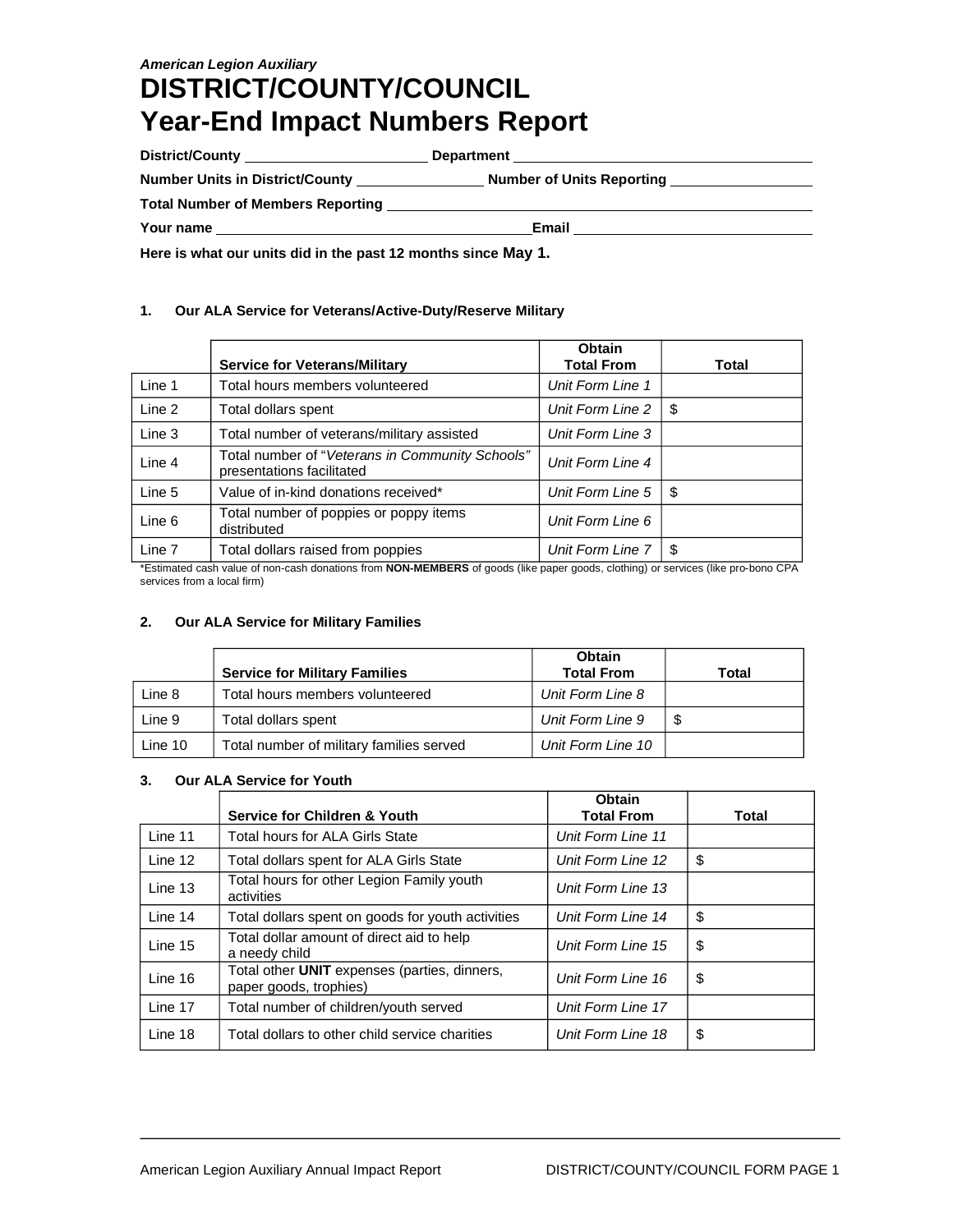*American Legion Auxiliary*

# DISTRICT/COUNTY/COUNCIL Year-End Impact Numbers Report

**District/County** ____________________ **Department** ________________________________

**Number Units in District/County** ______________ **Number of Units Reporting** ________________

**Total Number of Members Reporting** ____________________________________________

**Your name** ____________________________________ **Email** ___________________________

**Here is what our units did in the past 12 months since May 1.**

### 1. Our ALA Service for Veterans/Active-Duty/Reserve Military

| | Service for Veterans/Military | Obtain Total From | Total |
|---|---|---|---|
| Line 1 | Total hours members volunteered | *Unit Form Line 1* | |
| Line 2 | Total dollars spent | *Unit Form Line 2* | $ |
| Line 3 | Total number of veterans/military assisted | *Unit Form Line 3* | |
| Line 4 | Total number of "*Veterans in Community Schools*" presentations facilitated | *Unit Form Line 4* | |
| Line 5 | Value of in-kind donations received* | *Unit Form Line 5* | $ |
| Line 6 | Total number of poppies or poppy items distributed | *Unit Form Line 6* | |
| Line 7 | Total dollars raised from poppies | *Unit Form Line 7* | $ |

*Estimated cash value of non-cash donations from **NON-MEMBERS** of goods (like paper goods, clothing) or services (like pro-bono CPA services from a local firm)

### 2. Our ALA Service for Military Families

| | Service for Military Families | Obtain Total From | Total |
|---|---|---|---|
| Line 8 | Total hours members volunteered | *Unit Form Line 8* | |
| Line 9 | Total dollars spent | *Unit Form Line 9* | $ |
| Line 10 | Total number of military families served | *Unit Form Line 10* | |

### 3. Our ALA Service for Youth

| | Service for Children & Youth | Obtain Total From | Total |
|---|---|---|---|
| Line 11 | Total hours for ALA Girls State | *Unit Form Line 11* | |
| Line 12 | Total dollars spent for ALA Girls State | *Unit Form Line 12* | $ |
| Line 13 | Total hours for other Legion Family youth activities | *Unit Form Line 13* | |
| Line 14 | Total dollars spent on goods for youth activities | *Unit Form Line 14* | $ |
| Line 15 | Total dollar amount of direct aid to help a needy child | *Unit Form Line 15* | $ |
| Line 16 | Total other **UNIT** expenses (parties, dinners, paper goods, trophies) | *Unit Form Line 16* | $ |
| Line 17 | Total number of children/youth served | *Unit Form Line 17* | |
| Line 18 | Total dollars to other child service charities | *Unit Form Line 18* | $ |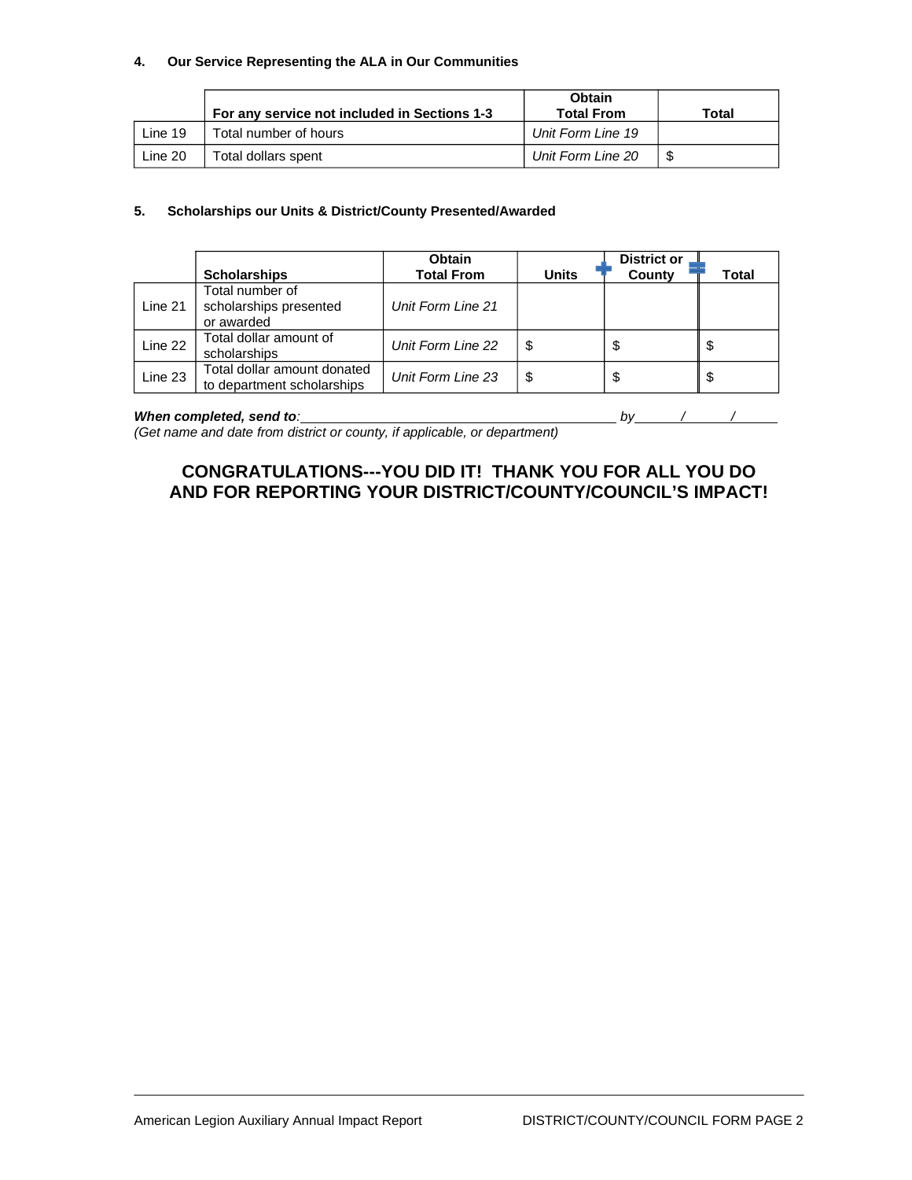**4. Our Service Representing the ALA in Our Communities**

| | For any service not included in Sections 1-3 | Obtain Total From | Total |
|---|---|---|---|
| Line 19 | Total number of hours | *Unit Form Line 19* | |
| Line 20 | Total dollars spent | *Unit Form Line 20* | $ |

**5. Scholarships our Units & District/County Presented/Awarded**

| | Scholarships | Obtain Total From | Units + | District or County = | Total |
|---|---|---|---|---|---|
| Line 21 | Total number of scholarships presented or awarded | *Unit Form Line 21* | | | |
| Line 22 | Total dollar amount of scholarships | *Unit Form Line 22* | $ | $ | $ |
| Line 23 | Total dollar amount donated to department scholarships | *Unit Form Line 23* | $ | $ | $ |

***When completed, send to*:** ______________________________ *by* _____/_____/_____
*(Get name and date from district or county, if applicable, or department)*

**CONGRATULATIONS---YOU DID IT! THANK YOU FOR ALL YOU DO AND FOR REPORTING YOUR DISTRICT/COUNTY/COUNCIL'S IMPACT!**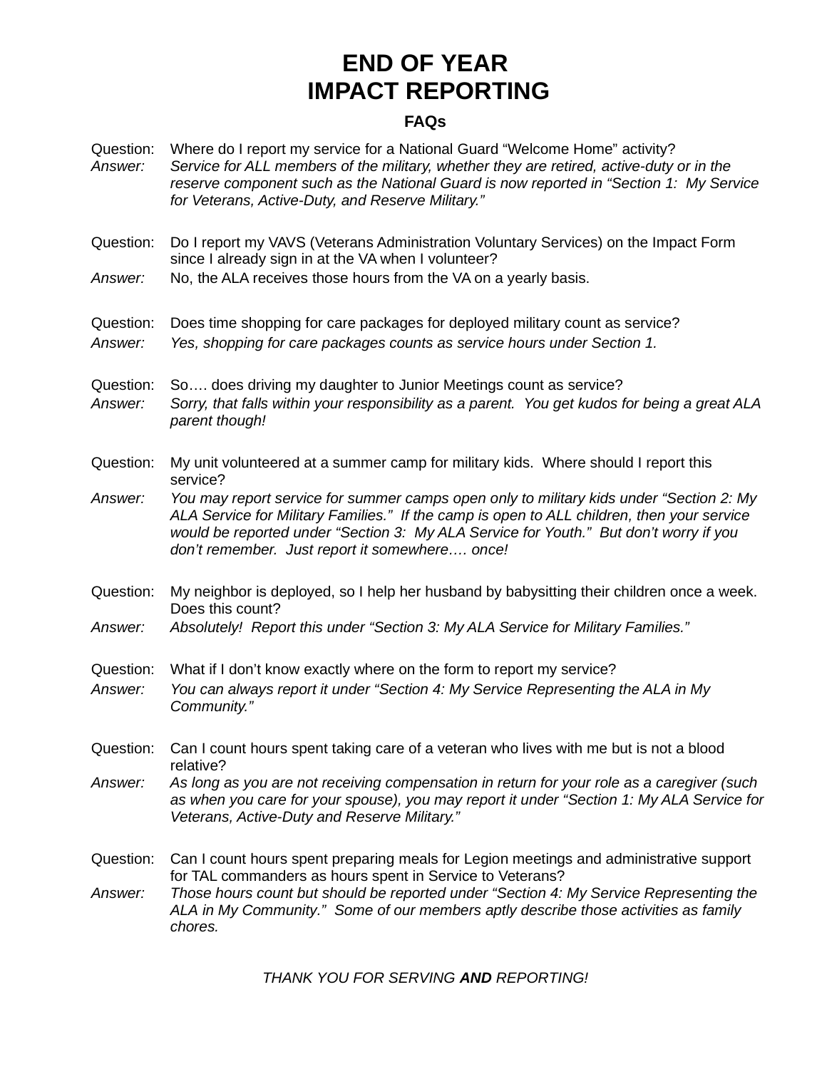# END OF YEAR IMPACT REPORTING

### FAQs

Question: Where do I report my service for a National Guard "Welcome Home" activity?
*Answer: Service for ALL members of the military, whether they are retired, active-duty or in the reserve component such as the National Guard is now reported in "Section 1: My Service for Veterans, Active-Duty, and Reserve Military."*

Question: Do I report my VAVS (Veterans Administration Voluntary Services) on the Impact Form since I already sign in at the VA when I volunteer?
*Answer:* No, the ALA receives those hours from the VA on a yearly basis.

Question: Does time shopping for care packages for deployed military count as service?
*Answer: Yes, shopping for care packages counts as service hours under Section 1.*

Question: So…. does driving my daughter to Junior Meetings count as service?
*Answer: Sorry, that falls within your responsibility as a parent. You get kudos for being a great ALA parent though!*

Question: My unit volunteered at a summer camp for military kids. Where should I report this service?
*Answer: You may report service for summer camps open only to military kids under "Section 2: My ALA Service for Military Families." If the camp is open to ALL children, then your service would be reported under "Section 3: My ALA Service for Youth." But don't worry if you don't remember. Just report it somewhere…. once!*

Question: My neighbor is deployed, so I help her husband by babysitting their children once a week. Does this count?
*Answer: Absolutely! Report this under "Section 3: My ALA Service for Military Families."*

Question: What if I don't know exactly where on the form to report my service?
*Answer: You can always report it under "Section 4: My Service Representing the ALA in My Community."*

Question: Can I count hours spent taking care of a veteran who lives with me but is not a blood relative?
*Answer: As long as you are not receiving compensation in return for your role as a caregiver (such as when you care for your spouse), you may report it under "Section 1: My ALA Service for Veterans, Active-Duty and Reserve Military."*

Question: Can I count hours spent preparing meals for Legion meetings and administrative support for TAL commanders as hours spent in Service to Veterans?
*Answer: Those hours count but should be reported under "Section 4: My Service Representing the ALA in My Community." Some of our members aptly describe those activities as family chores.*

*THANK YOU FOR SERVING **AND** REPORTING!*